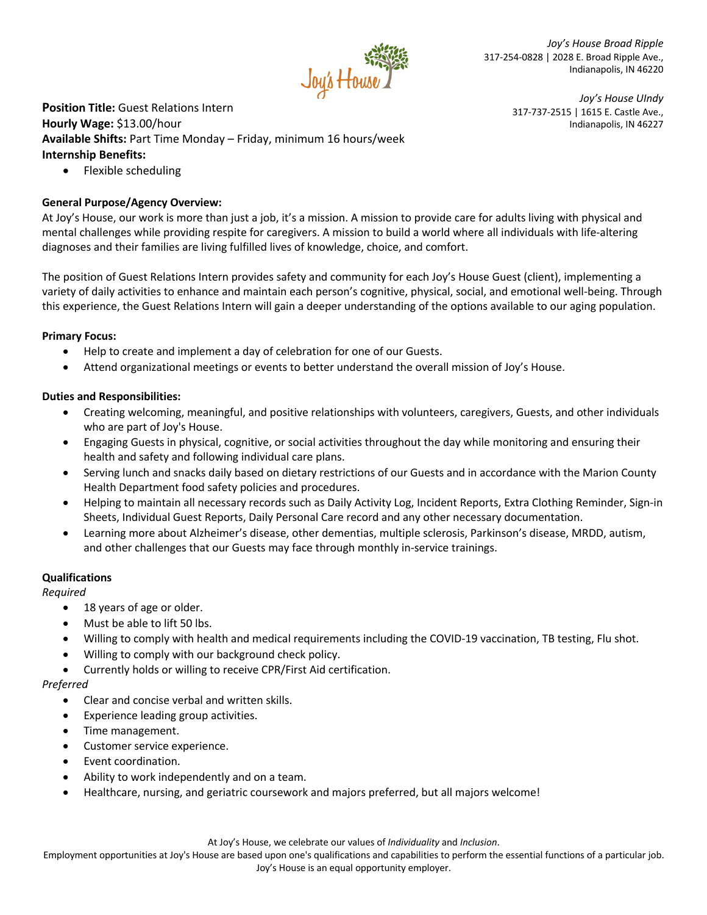*Joy's House Broad Ripple*
317-254-0828 | 2028 E. Broad Ripple Ave.,
Indianapolis, IN 46220

*Joy's House UIndy*
317-737-2515 | 1615 E. Castle Ave.,
Indianapolis, IN 46227

**Position Title:** Guest Relations Intern
**Hourly Wage:** $13.00/hour
**Available Shifts:** Part Time Monday – Friday, minimum 16 hours/week
**Internship Benefits:**

- Flexible scheduling

**General Purpose/Agency Overview:**
At Joy's House, our work is more than just a job, it's a mission. A mission to provide care for adults living with physical and mental challenges while providing respite for caregivers. A mission to build a world where all individuals with life-altering diagnoses and their families are living fulfilled lives of knowledge, choice, and comfort.

The position of Guest Relations Intern provides safety and community for each Joy's House Guest (client), implementing a variety of daily activities to enhance and maintain each person's cognitive, physical, social, and emotional well-being. Through this experience, the Guest Relations Intern will gain a deeper understanding of the options available to our aging population.

**Primary Focus:**

- Help to create and implement a day of celebration for one of our Guests.
- Attend organizational meetings or events to better understand the overall mission of Joy's House.

**Duties and Responsibilities:**

- Creating welcoming, meaningful, and positive relationships with volunteers, caregivers, Guests, and other individuals who are part of Joy's House.
- Engaging Guests in physical, cognitive, or social activities throughout the day while monitoring and ensuring their health and safety and following individual care plans.
- Serving lunch and snacks daily based on dietary restrictions of our Guests and in accordance with the Marion County Health Department food safety policies and procedures.
- Helping to maintain all necessary records such as Daily Activity Log, Incident Reports, Extra Clothing Reminder, Sign-in Sheets, Individual Guest Reports, Daily Personal Care record and any other necessary documentation.
- Learning more about Alzheimer's disease, other dementias, multiple sclerosis, Parkinson's disease, MRDD, autism, and other challenges that our Guests may face through monthly in-service trainings.

**Qualifications**

*Required*

- 18 years of age or older.
- Must be able to lift 50 lbs.
- Willing to comply with health and medical requirements including the COVID-19 vaccination, TB testing, Flu shot.
- Willing to comply with our background check policy.
- Currently holds or willing to receive CPR/First Aid certification.

*Preferred*

- Clear and concise verbal and written skills.
- Experience leading group activities.
- Time management.
- Customer service experience.
- Event coordination.
- Ability to work independently and on a team.
- Healthcare, nursing, and geriatric coursework and majors preferred, but all majors welcome!

At Joy's House, we celebrate our values of *Individuality* and *Inclusion*.
Employment opportunities at Joy's House are based upon one's qualifications and capabilities to perform the essential functions of a particular job.
Joy's House is an equal opportunity employer.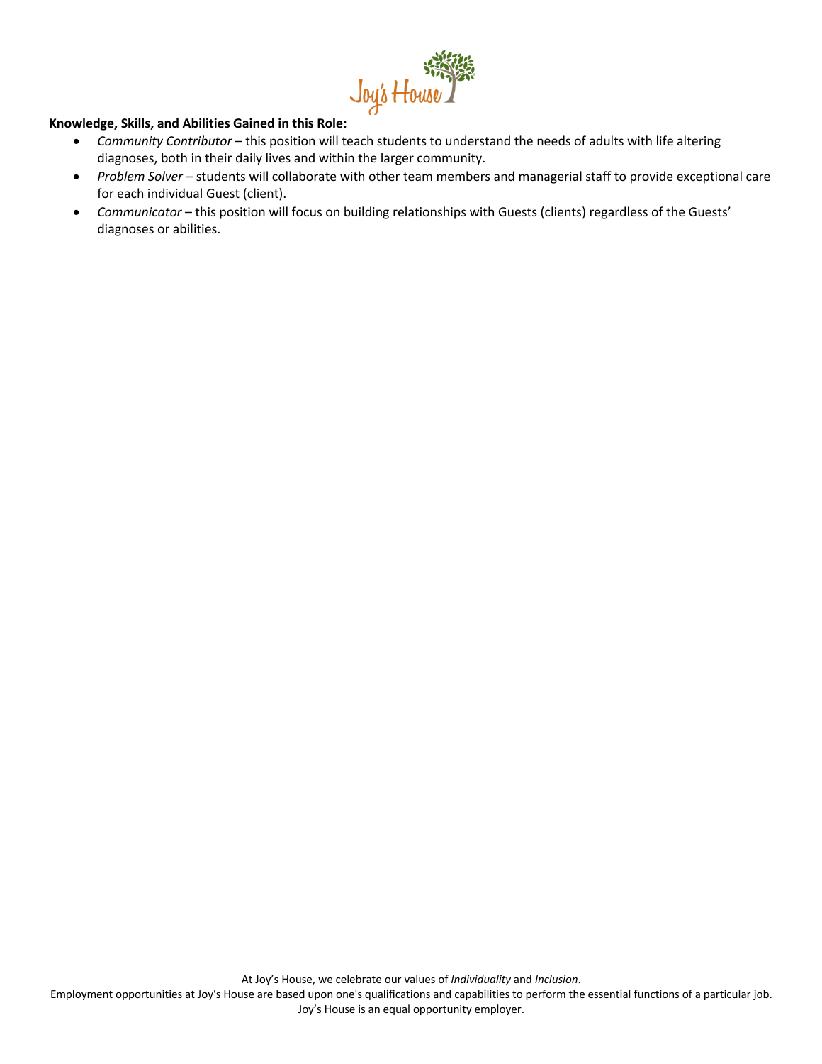**Knowledge, Skills, and Abilities Gained in this Role:**

- *Community Contributor* – this position will teach students to understand the needs of adults with life altering diagnoses, both in their daily lives and within the larger community.
- *Problem Solver* – students will collaborate with other team members and managerial staff to provide exceptional care for each individual Guest (client).
- *Communicator* – this position will focus on building relationships with Guests (clients) regardless of the Guests' diagnoses or abilities.

At Joy's House, we celebrate our values of *Individuality* and *Inclusion*.

Employment opportunities at Joy's House are based upon one's qualifications and capabilities to perform the essential functions of a particular job.

Joy's House is an equal opportunity employer.